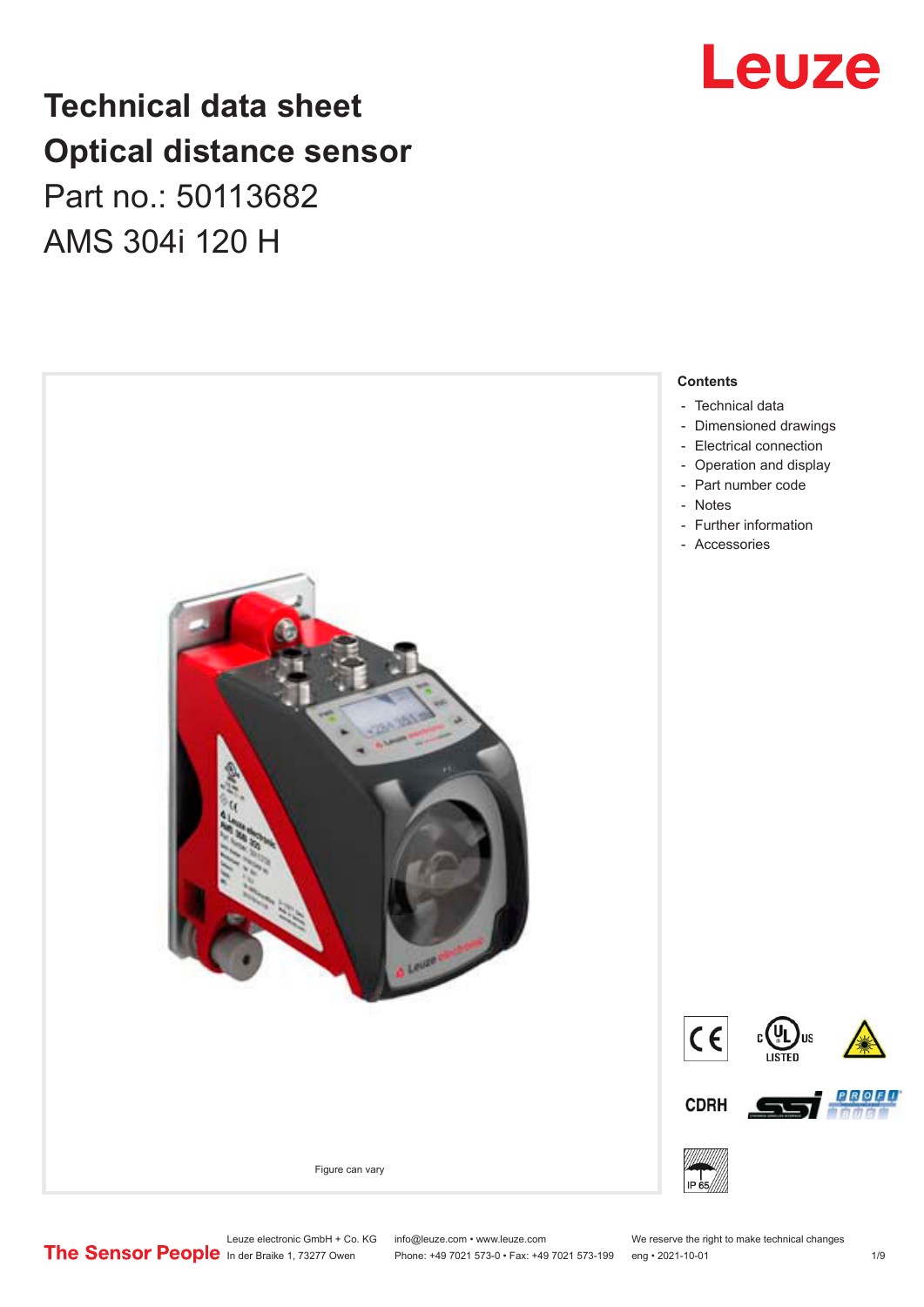# Technical data sheet
# Optical distance sensor

Part no.: 50113682

AMS 304i 120 H

Figure can vary

**Contents**

- Technical data
- Dimensioned drawings
- Electrical connection
- Operation and display
- Part number code
- Notes
- Further information
- Accessories

Leuze electronic GmbH + Co. KG
In der Braike 1, 73277 Owen

info@leuze.com • www.leuze.com
Phone: +49 7021 573-0 • Fax: +49 7021 573-199

We reserve the right to make technical changes
eng • 2021-10-01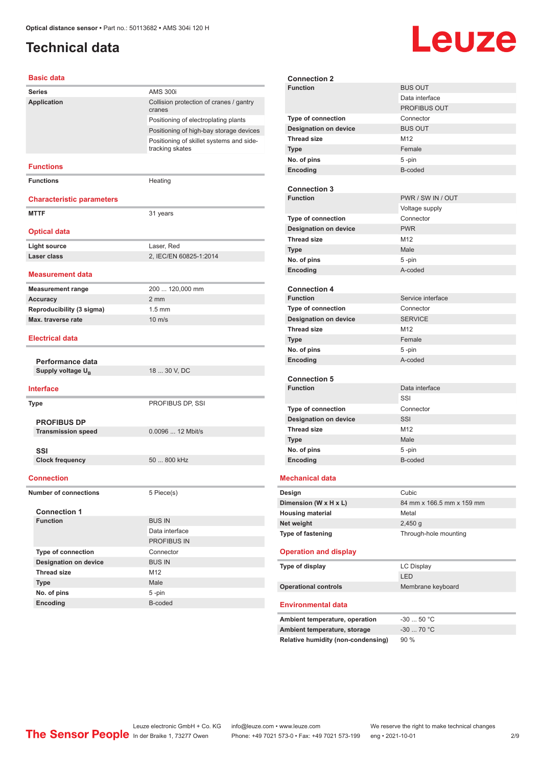Optical distance sensor • Part no.: 50113682 • AMS 304i 120 H

# Technical data

## Basic data

| | |
|---|---|
| **Series** | AMS 300i |
| **Application** | Collision protection of cranes / gantry cranes |
| | Positioning of electroplating plants |
| | Positioning of high-bay storage devices |
| | Positioning of skillet systems and side-tracking skates |

## Functions

| | |
|---|---|
| **Functions** | Heating |

## Characteristic parameters

| | |
|---|---|
| **MTTF** | 31 years |

## Optical data

| | |
|---|---|
| **Light source** | Laser, Red |
| **Laser class** | 2, IEC/EN 60825-1:2014 |

## Measurement data

| | |
|---|---|
| **Measurement range** | 200 ... 120,000 mm |
| **Accuracy** | 2 mm |
| **Reproducibility (3 sigma)** | 1.5 mm |
| **Max. traverse rate** | 10 m/s |

## Electrical data

### Performance data

| | |
|---|---|
| **Supply voltage $U_B$** | 18 ... 30 V, DC |

## Interface

| | |
|---|---|
| **Type** | PROFIBUS DP, SSI |

### PROFIBUS DP

| | |
|---|---|
| **Transmission speed** | 0.0096 ... 12 Mbit/s |

### SSI

| | |
|---|---|
| **Clock frequency** | 50 ... 800 kHz |

## Connection

| | |
|---|---|
| **Number of connections** | 5 Piece(s) |

### Connection 1

| | |
|---|---|
| **Function** | BUS IN |
| | Data interface |
| | PROFIBUS IN |
| **Type of connection** | Connector |
| **Designation on device** | BUS IN |
| **Thread size** | M12 |
| **Type** | Male |
| **No. of pins** | 5 -pin |
| **Encoding** | B-coded |

### Connection 2

| | |
|---|---|
| **Function** | BUS OUT |
| | Data interface |
| | PROFIBUS OUT |
| **Type of connection** | Connector |
| **Designation on device** | BUS OUT |
| **Thread size** | M12 |
| **Type** | Female |
| **No. of pins** | 5 -pin |
| **Encoding** | B-coded |

### Connection 3

| | |
|---|---|
| **Function** | PWR / SW IN / OUT |
| | Voltage supply |
| **Type of connection** | Connector |
| **Designation on device** | PWR |
| **Thread size** | M12 |
| **Type** | Male |
| **No. of pins** | 5 -pin |
| **Encoding** | A-coded |

### Connection 4

| | |
|---|---|
| **Function** | Service interface |
| **Type of connection** | Connector |
| **Designation on device** | SERVICE |
| **Thread size** | M12 |
| **Type** | Female |
| **No. of pins** | 5 -pin |
| **Encoding** | A-coded |

### Connection 5

| | |
|---|---|
| **Function** | Data interface |
| | SSI |
| **Type of connection** | Connector |
| **Designation on device** | SSI |
| **Thread size** | M12 |
| **Type** | Male |
| **No. of pins** | 5 -pin |
| **Encoding** | B-coded |

## Mechanical data

| | |
|---|---|
| **Design** | Cubic |
| **Dimension (W x H x L)** | 84 mm x 166.5 mm x 159 mm |
| **Housing material** | Metal |
| **Net weight** | 2,450 g |
| **Type of fastening** | Through-hole mounting |

## Operation and display

| | |
|---|---|
| **Type of display** | LC Display |
| | LED |
| **Operational controls** | Membrane keyboard |

## Environmental data

| | |
|---|---|
| **Ambient temperature, operation** | -30 ... 50 °C |
| **Ambient temperature, storage** | -30 ... 70 °C |
| **Relative humidity (non-condensing)** | 90 % |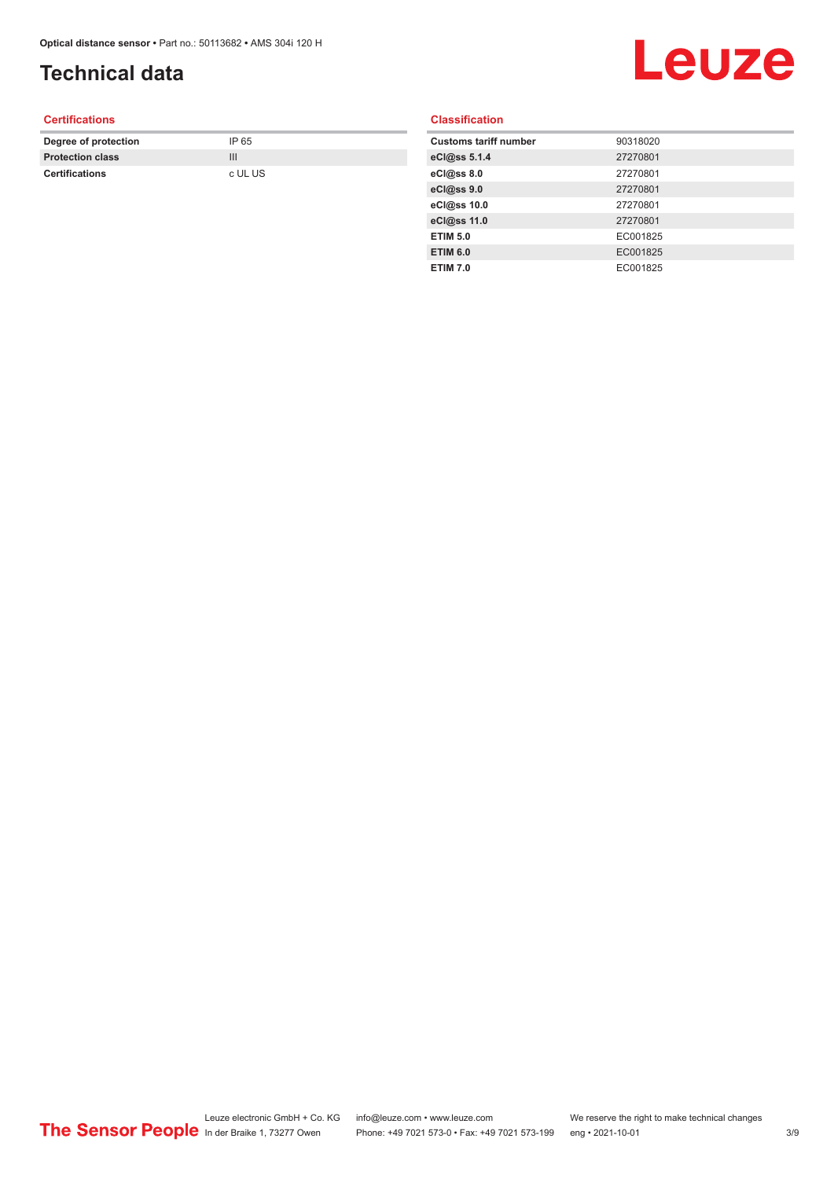# Technical data

### Certifications

| | |
|---|---|
| **Degree of protection** | IP 65 |
| **Protection class** | III |
| **Certifications** | c UL US |

### Classification

| | |
|---|---|
| **Customs tariff number** | 90318020 |
| **eCl@ss 5.1.4** | 27270801 |
| **eCl@ss 8.0** | 27270801 |
| **eCl@ss 9.0** | 27270801 |
| **eCl@ss 10.0** | 27270801 |
| **eCl@ss 11.0** | 27270801 |
| **ETIM 5.0** | EC001825 |
| **ETIM 6.0** | EC001825 |
| **ETIM 7.0** | EC001825 |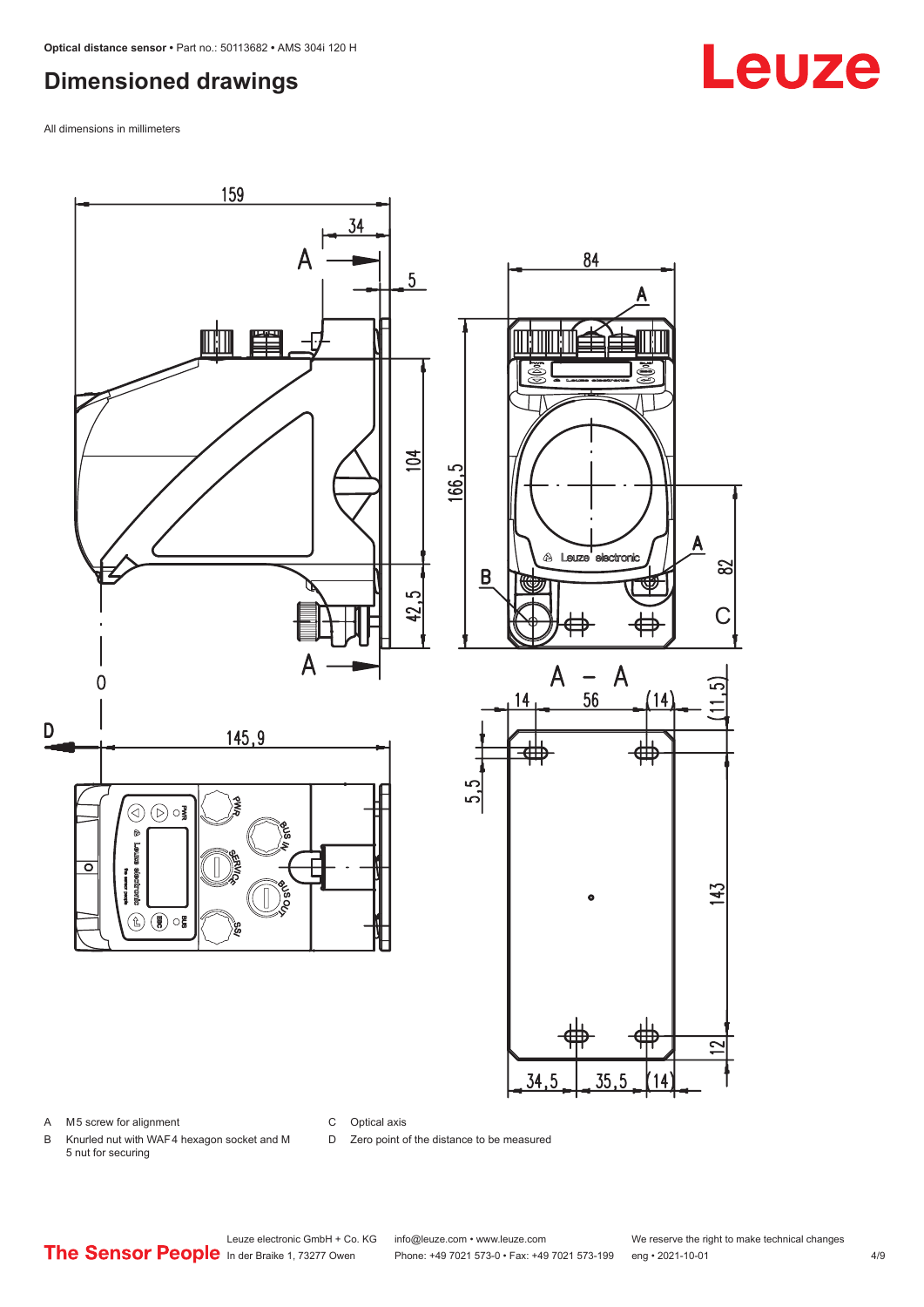# Dimensioned drawings

All dimensions in millimeters

A M5 screw for alignment

B Knurled nut with WAF4 hexagon socket and M 5 nut for securing

C Optical axis

D Zero point of the distance to be measured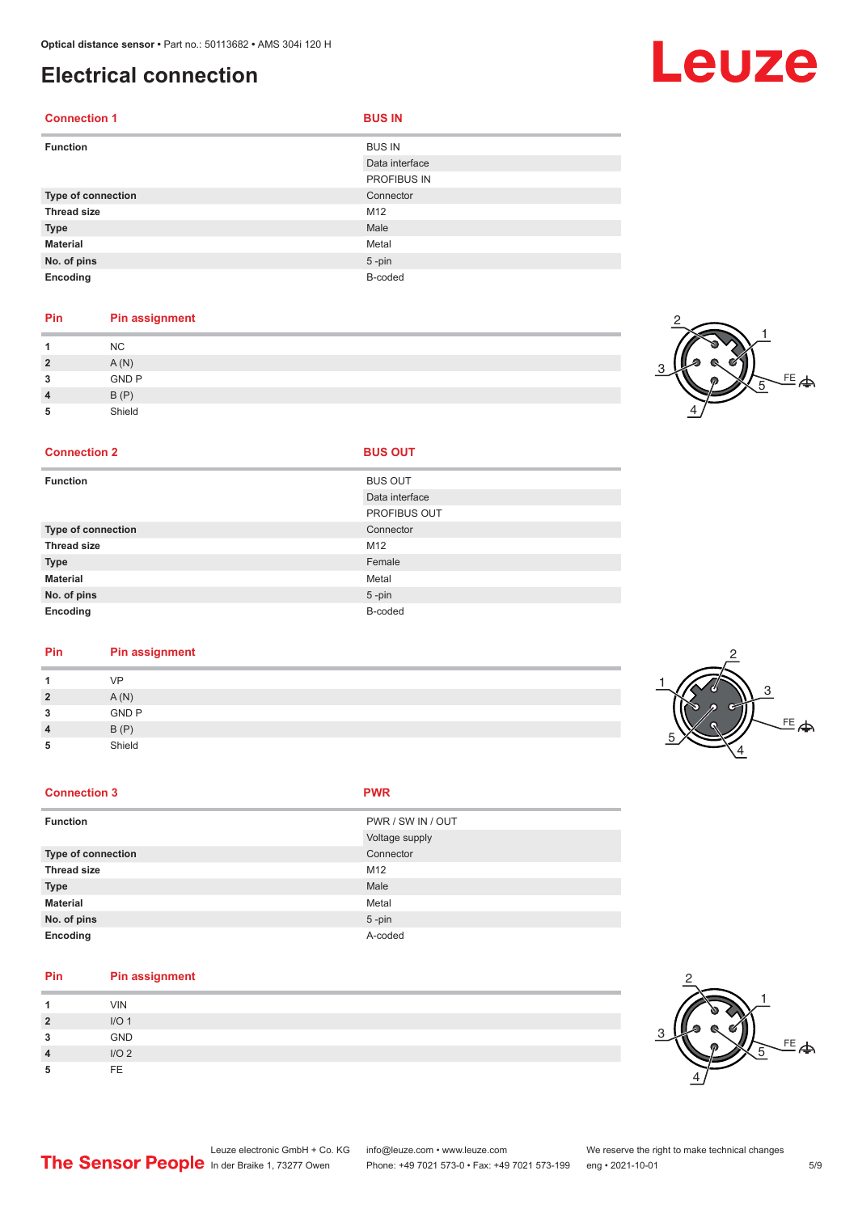## Electrical connection

| Connection 1 | BUS IN |
|---|---|
| **Function** | BUS IN |
| | Data interface |
| | PROFIBUS IN |
| **Type of connection** | Connector |
| **Thread size** | M12 |
| **Type** | Male |
| **Material** | Metal |
| **No. of pins** | 5 -pin |
| **Encoding** | B-coded |

| Pin | Pin assignment |
|---|---|
| 1 | NC |
| 2 | A (N) |
| 3 | GND P |
| 4 | B (P) |
| 5 | Shield |

| Connection 2 | BUS OUT |
|---|---|
| **Function** | BUS OUT |
| | Data interface |
| | PROFIBUS OUT |
| **Type of connection** | Connector |
| **Thread size** | M12 |
| **Type** | Female |
| **Material** | Metal |
| **No. of pins** | 5 -pin |
| **Encoding** | B-coded |

| Pin | Pin assignment |
|---|---|
| 1 | VP |
| 2 | A (N) |
| 3 | GND P |
| 4 | B (P) |
| 5 | Shield |

| Connection 3 | PWR |
|---|---|
| **Function** | PWR / SW IN / OUT |
| | Voltage supply |
| **Type of connection** | Connector |
| **Thread size** | M12 |
| **Type** | Male |
| **Material** | Metal |
| **No. of pins** | 5 -pin |
| **Encoding** | A-coded |

| Pin | Pin assignment |
|---|---|
| 1 | VIN |
| 2 | I/O 1 |
| 3 | GND |
| 4 | I/O 2 |
| 5 | FE |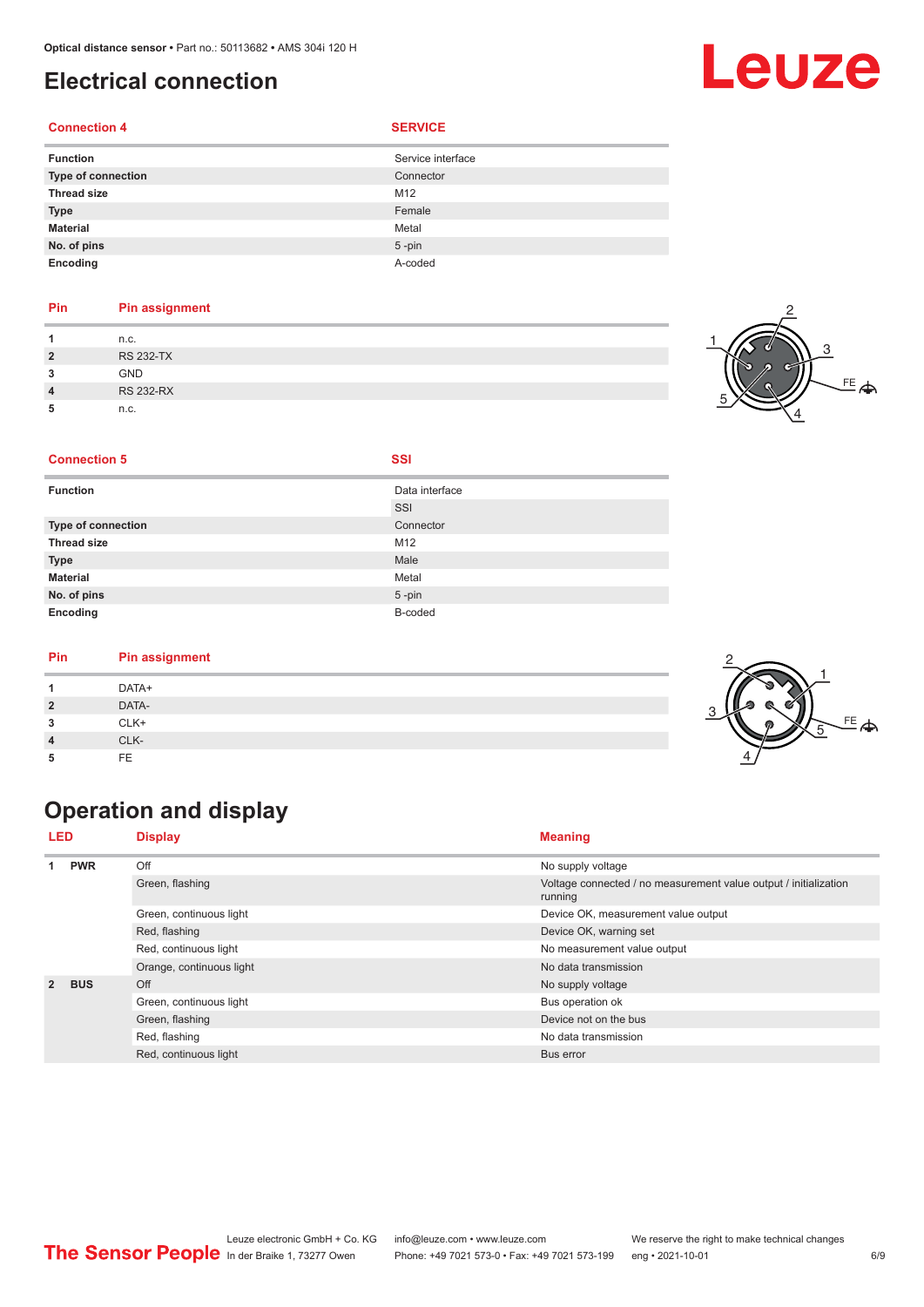# Electrical connection

| Connection 4 | SERVICE |
|---|---|
| **Function** | Service interface |
| **Type of connection** | Connector |
| **Thread size** | M12 |
| **Type** | Female |
| **Material** | Metal |
| **No. of pins** | 5 -pin |
| **Encoding** | A-coded |

| Pin | Pin assignment |
|---|---|
| **1** | n.c. |
| **2** | RS 232-TX |
| **3** | GND |
| **4** | RS 232-RX |
| **5** | n.c. |

| Connection 5 | SSI |
|---|---|
| **Function** | Data interface<br>SSI |
| **Type of connection** | Connector |
| **Thread size** | M12 |
| **Type** | Male |
| **Material** | Metal |
| **No. of pins** | 5 -pin |
| **Encoding** | B-coded |

| Pin | Pin assignment |
|---|---|
| **1** | DATA+ |
| **2** | DATA- |
| **3** | CLK+ |
| **4** | CLK- |
| **5** | FE |

# Operation and display

| LED | | Display | Meaning |
|---|---|---|---|
| **1** | **PWR** | Off | No supply voltage |
| | | Green, flashing | Voltage connected / no measurement value output / initialization running |
| | | Green, continuous light | Device OK, measurement value output |
| | | Red, flashing | Device OK, warning set |
| | | Red, continuous light | No measurement value output |
| | | Orange, continuous light | No data transmission |
| **2** | **BUS** | Off | No supply voltage |
| | | Green, continuous light | Bus operation ok |
| | | Green, flashing | Device not on the bus |
| | | Red, flashing | No data transmission |
| | | Red, continuous light | Bus error |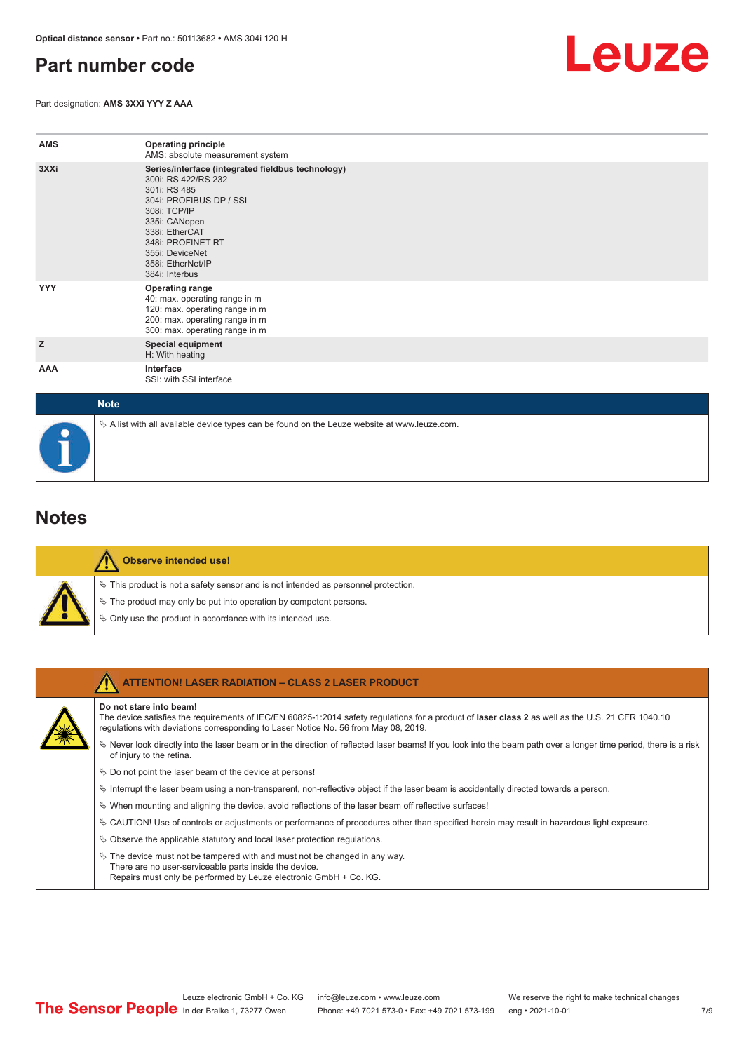# Part number code

Part designation: **AMS 3XXi YYY Z AAA**

| | |
|---|---|
| **AMS** | **Operating principle**<br>AMS: absolute measurement system |
| **3XXi** | **Series/interface (integrated fieldbus technology)**<br>300i: RS 422/RS 232<br>301i: RS 485<br>304i: PROFIBUS DP / SSI<br>308i: TCP/IP<br>335i: CANopen<br>338i: EtherCAT<br>348i: PROFINET RT<br>355i: DeviceNet<br>358i: EtherNet/IP<br>384i: Interbus |
| **YYY** | **Operating range**<br>40: max. operating range in m<br>120: max. operating range in m<br>200: max. operating range in m<br>300: max. operating range in m |
| **Z** | **Special equipment**<br>H: With heating |
| **AAA** | **Interface**<br>SSI: with SSI interface |

**Note**

- A list with all available device types can be found on the Leuze website at www.leuze.com.

# Notes

**Observe intended use!**

- This product is not a safety sensor and is not intended as personnel protection.
- The product may only be put into operation by competent persons.
- Only use the product in accordance with its intended use.

**ATTENTION! LASER RADIATION – CLASS 2 LASER PRODUCT**

**Do not stare into beam!**
The device satisfies the requirements of IEC/EN 60825-1:2014 safety regulations for a product of **laser class 2** as well as the U.S. 21 CFR 1040.10 regulations with deviations corresponding to Laser Notice No. 56 from May 08, 2019.

- Never look directly into the laser beam or in the direction of reflected laser beams! If you look into the beam path over a longer time period, there is a risk of injury to the retina.
- Do not point the laser beam of the device at persons!
- Interrupt the laser beam using a non-transparent, non-reflective object if the laser beam is accidentally directed towards a person.
- When mounting and aligning the device, avoid reflections of the laser beam off reflective surfaces!
- CAUTION! Use of controls or adjustments or performance of procedures other than specified herein may result in hazardous light exposure.
- Observe the applicable statutory and local laser protection regulations.
- The device must not be tampered with and must not be changed in any way.
  There are no user-serviceable parts inside the device.
  Repairs must only be performed by Leuze electronic GmbH + Co. KG.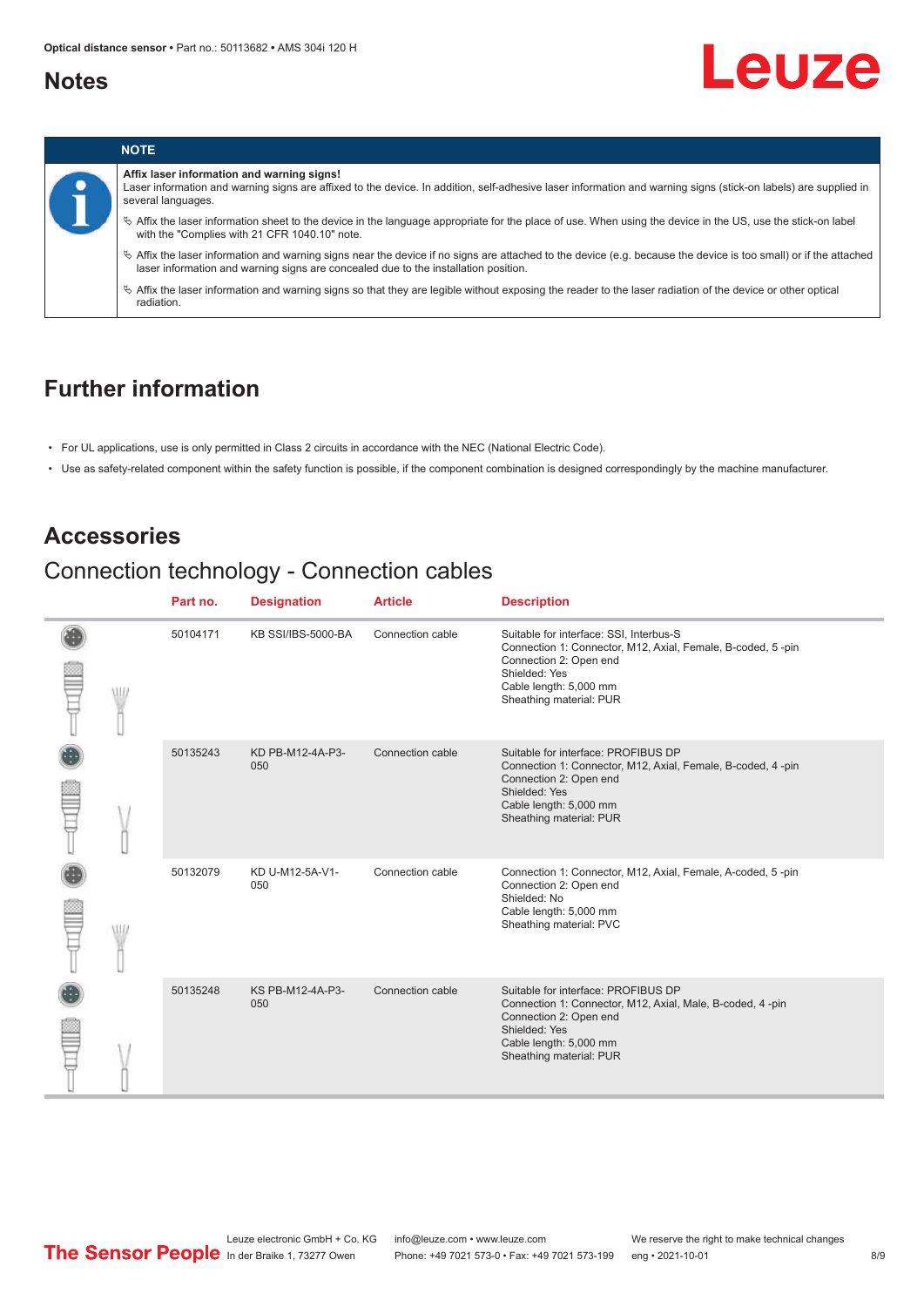# Notes

| NOTE |
|---|
| **Affix laser information and warning signs!**<br>Laser information and warning signs are affixed to the device. In addition, self-adhesive laser information and warning signs (stick-on labels) are supplied in several languages.<br>↳ Affix the laser information sheet to the device in the language appropriate for the place of use. When using the device in the US, use the stick-on label with the "Complies with 21 CFR 1040.10" note.<br>↳ Affix the laser information and warning signs near the device if no signs are attached to the device (e.g. because the device is too small) or if the attached laser information and warning signs are concealed due to the installation position.<br>↳ Affix the laser information and warning signs so that they are legible without exposing the reader to the laser radiation of the device or other optical radiation. |

# Further information

- For UL applications, use is only permitted in Class 2 circuits in accordance with the NEC (National Electric Code).
- Use as safety-related component within the safety function is possible, if the component combination is designed correspondingly by the machine manufacturer.

# Accessories

## Connection technology - Connection cables

| Part no. | Designation | Article | Description |
|---|---|---|---|
| 50104171 | KB SSI/IBS-5000-BA | Connection cable | Suitable for interface: SSI, Interbus-S<br>Connection 1: Connector, M12, Axial, Female, B-coded, 5 -pin<br>Connection 2: Open end<br>Shielded: Yes<br>Cable length: 5,000 mm<br>Sheathing material: PUR |
| 50135243 | KD PB-M12-4A-P3-050 | Connection cable | Suitable for interface: PROFIBUS DP<br>Connection 1: Connector, M12, Axial, Female, B-coded, 4 -pin<br>Connection 2: Open end<br>Shielded: Yes<br>Cable length: 5,000 mm<br>Sheathing material: PUR |
| 50132079 | KD U-M12-5A-V1-050 | Connection cable | Connection 1: Connector, M12, Axial, Female, A-coded, 5 -pin<br>Connection 2: Open end<br>Shielded: No<br>Cable length: 5,000 mm<br>Sheathing material: PVC |
| 50135248 | KS PB-M12-4A-P3-050 | Connection cable | Suitable for interface: PROFIBUS DP<br>Connection 1: Connector, M12, Axial, Male, B-coded, 4 -pin<br>Connection 2: Open end<br>Shielded: Yes<br>Cable length: 5,000 mm<br>Sheathing material: PUR |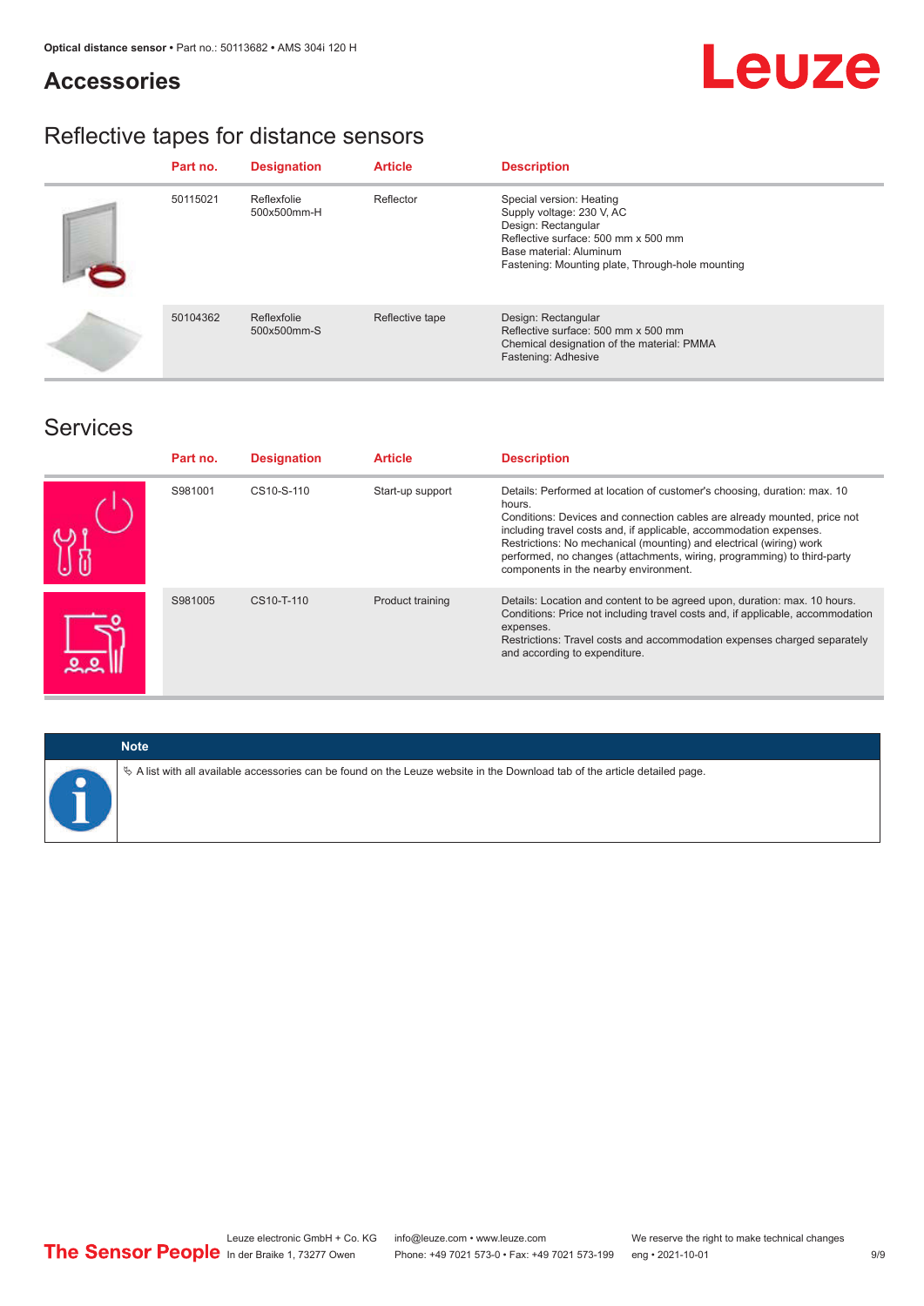## Accessories

### Reflective tapes for distance sensors

| | Part no. | Designation | Article | Description |
|---|---|---|---|---|
| | 50115021 | Reflexfolie 500x500mm-H | Reflector | Special version: Heating<br>Supply voltage: 230 V, AC<br>Design: Rectangular<br>Reflective surface: 500 mm x 500 mm<br>Base material: Aluminum<br>Fastening: Mounting plate, Through-hole mounting |
| | 50104362 | Reflexfolie 500x500mm-S | Reflective tape | Design: Rectangular<br>Reflective surface: 500 mm x 500 mm<br>Chemical designation of the material: PMMA<br>Fastening: Adhesive |

### Services

| | Part no. | Designation | Article | Description |
|---|---|---|---|---|
| | S981001 | CS10-S-110 | Start-up support | Details: Performed at location of customer's choosing, duration: max. 10 hours.<br>Conditions: Devices and connection cables are already mounted, price not including travel costs and, if applicable, accommodation expenses.<br>Restrictions: No mechanical (mounting) and electrical (wiring) work performed, no changes (attachments, wiring, programming) to third-party components in the nearby environment. |
| | S981005 | CS10-T-110 | Product training | Details: Location and content to be agreed upon, duration: max. 10 hours.<br>Conditions: Price not including travel costs and, if applicable, accommodation expenses.<br>Restrictions: Travel costs and accommodation expenses charged separately and according to expenditure. |

**Note**

↳ A list with all available accessories can be found on the Leuze website in the Download tab of the article detailed page.